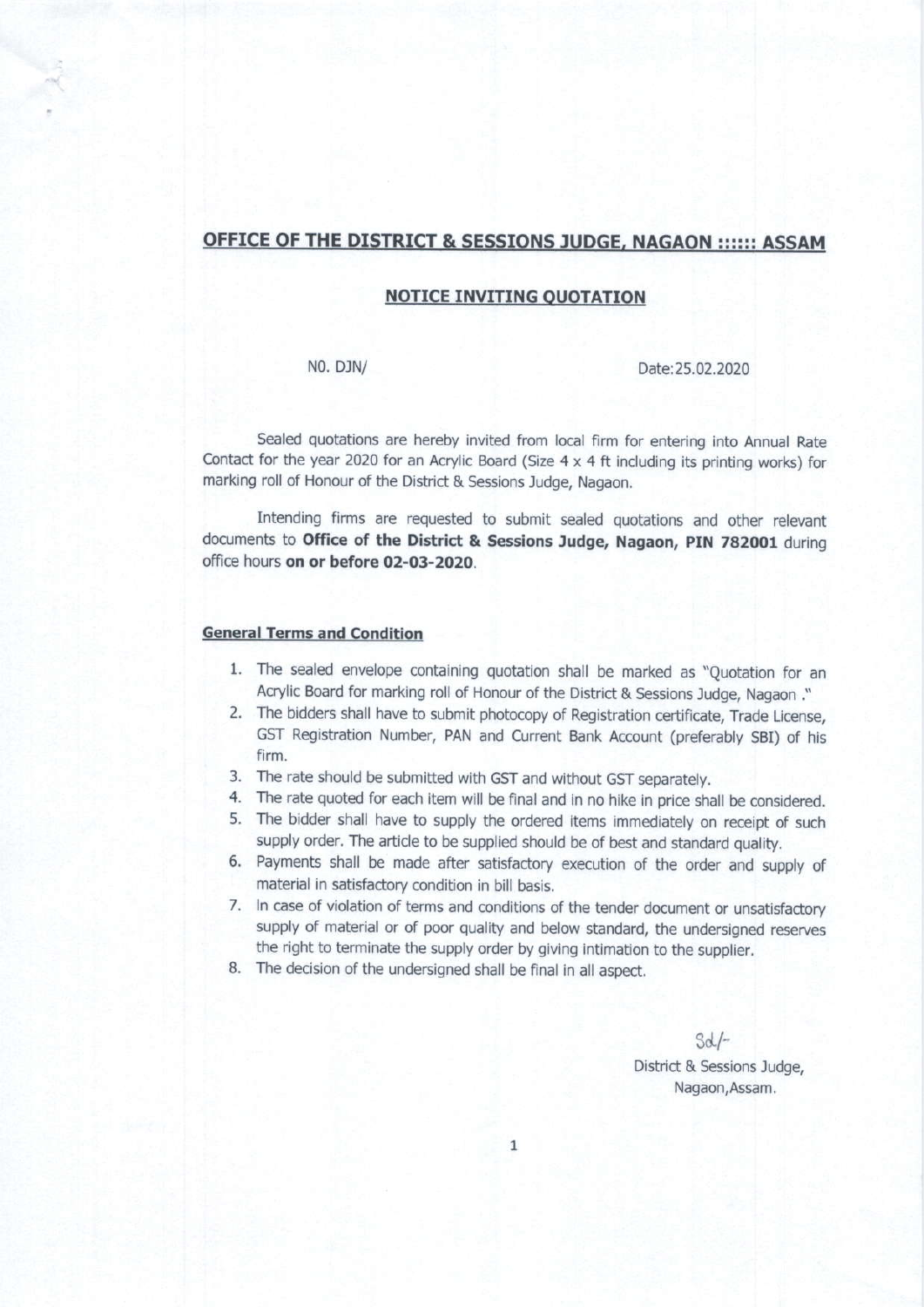## OFFICE OF THE DISTRICT & SESSIONS JUDGE, NAGAON :::::: ASSAM

### NOTICE INVITING QUOTATION

NO. DJN/ Date:25.02.2020

Sealed quotations are hereby invited from local firm for entering into Annual Rate Contact for the year 2020 for an Acrylic Board (Size 4 x 4 ft including its printing works) for marking roll of Honour of the District & Sessions Judge, Nagaon.

Intending firms are requested to submit sealed quotations and other relevant documents to **Office of the District & Sessions Judge, Nagaon, PIN 782001** during office hours **on or before 02-03-2020**.

**General Terms and Condition**

1. The sealed envelope containing quotation shall be marked as "Quotation for an Acrylic Board for marking roll of Honour of the District & Sessions Judge, Nagaon ."
2. The bidders shall have to submit photocopy of Registration certificate, Trade License, GST Registration Number, PAN and Current Bank Account (preferably SBI) of his firm.
3. The rate should be submitted with GST and without GST separately.
4. The rate quoted for each item will be final and in no hike in price shall be considered.
5. The bidder shall have to supply the ordered items immediately on receipt of such supply order. The article to be supplied should be of best and standard quality.
6. Payments shall be made after satisfactory execution of the order and supply of material in satisfactory condition in bill basis.
7. In case of violation of terms and conditions of the tender document or unsatisfactory supply of material or of poor quality and below standard, the undersigned reserves the right to terminate the supply order by giving intimation to the supplier.
8. The decision of the undersigned shall be final in all aspect.

Sd/-

District & Sessions Judge,
Nagaon,Assam.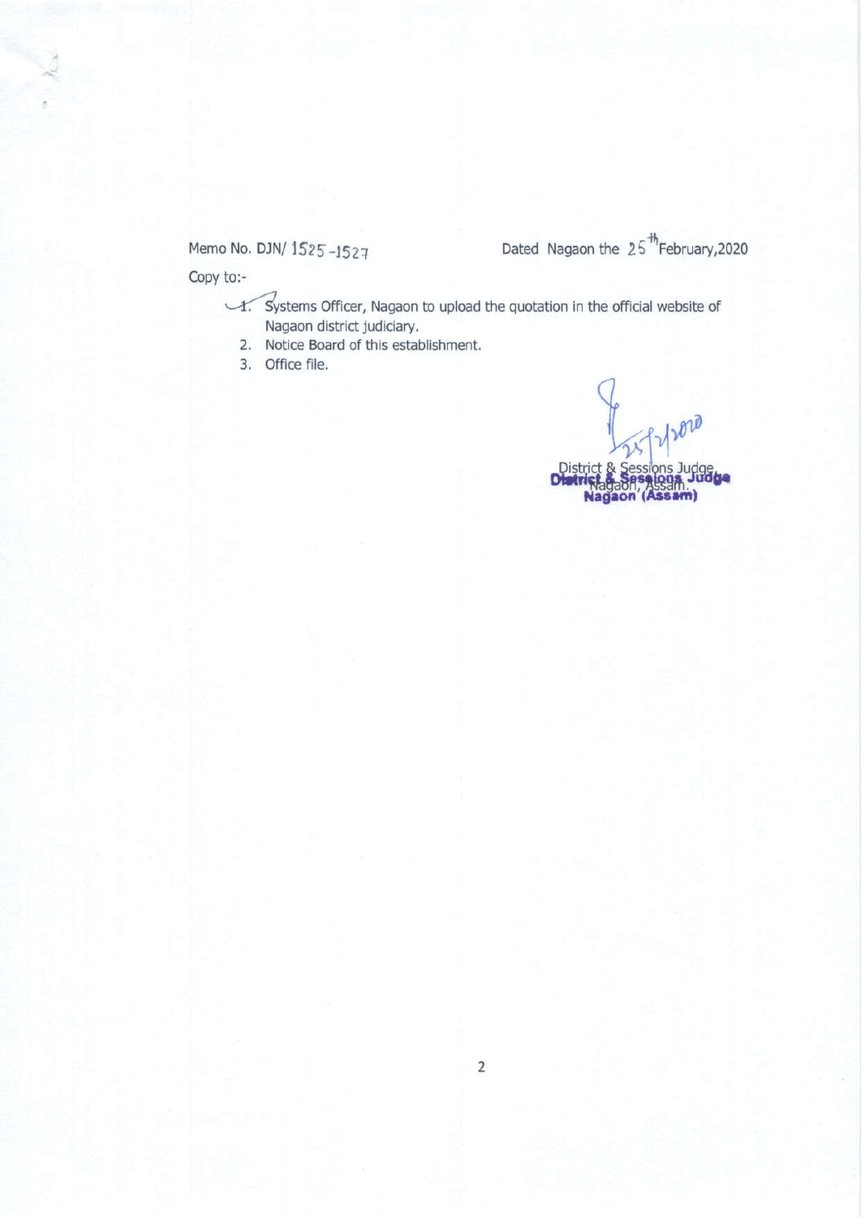Memo No. DJN/ 1525 -1527

Dated Nagaon the 25th February,2020

Copy to:-

1. Systems Officer, Nagaon to upload the quotation in the official website of Nagaon district judiciary.
2. Notice Board of this establishment.
3. Office file.

25/2/2020

District & Sessions Judge,
Nagaon, Assam.

**District & Sessions Judge**
**Nagaon (Assam)**